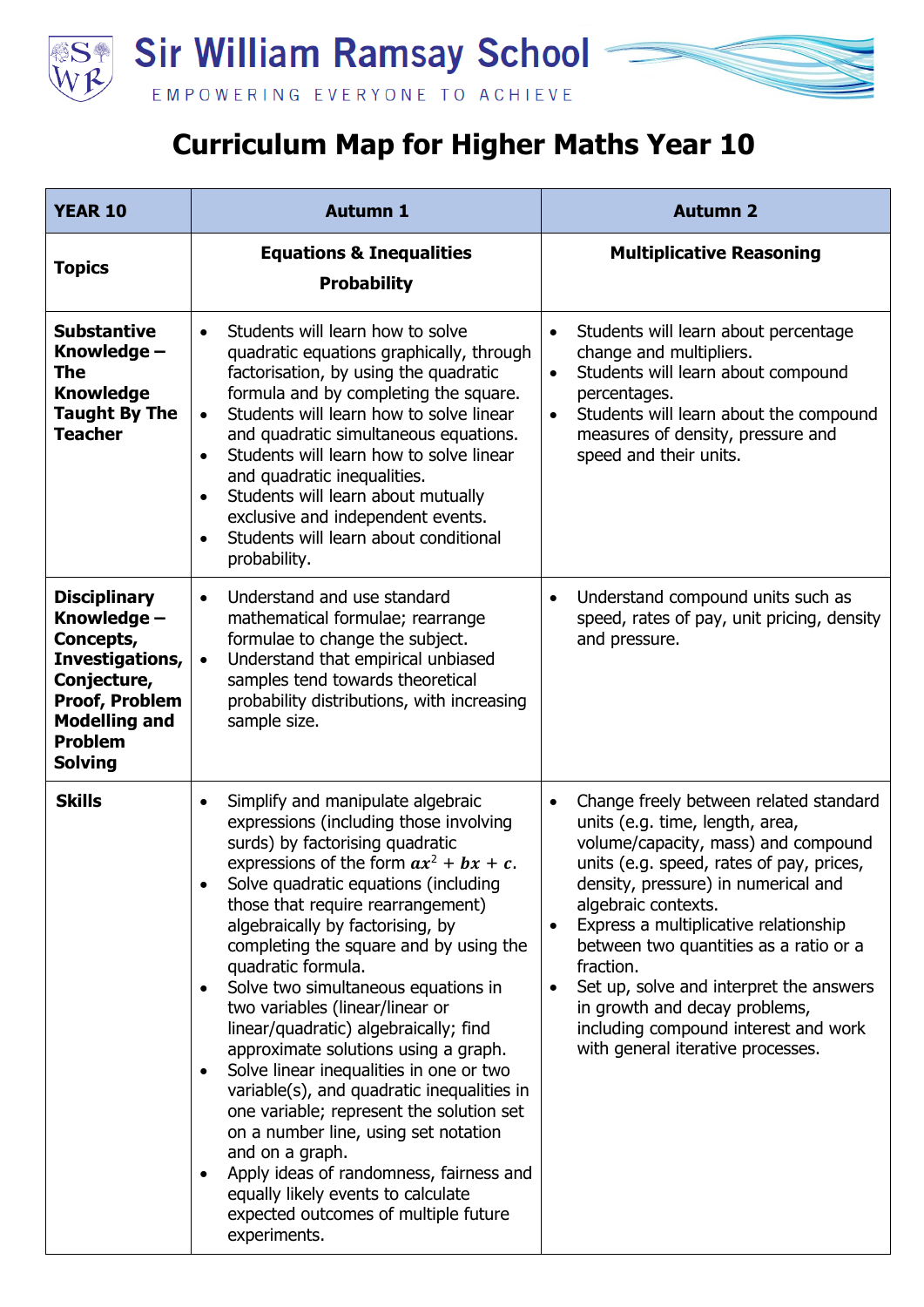# Sir William Ramsay School

EMPOWERING EVERYONE TO ACHIEVE

## Curriculum Map for Higher Maths Year 10

| YEAR 10 | Autumn 1 | Autumn 2 |
|---|---|---|
| **Topics** | **Equations & Inequalities**<br>**Probability** | **Multiplicative Reasoning** |
| **Substantive Knowledge – The Knowledge Taught By The Teacher** | • Students will learn how to solve quadratic equations graphically, through factorisation, by using the quadratic formula and by completing the square.<br>• Students will learn how to solve linear and quadratic simultaneous equations.<br>• Students will learn how to solve linear and quadratic inequalities.<br>• Students will learn about mutually exclusive and independent events.<br>• Students will learn about conditional probability. | • Students will learn about percentage change and multipliers.<br>• Students will learn about compound percentages.<br>• Students will learn about the compound measures of density, pressure and speed and their units. |
| **Disciplinary Knowledge – Concepts, Investigations, Conjecture, Proof, Problem Modelling and Problem Solving** | • Understand and use standard mathematical formulae; rearrange formulae to change the subject.<br>• Understand that empirical unbiased samples tend towards theoretical probability distributions, with increasing sample size. | • Understand compound units such as speed, rates of pay, unit pricing, density and pressure. |
| **Skills** | • Simplify and manipulate algebraic expressions (including those involving surds) by factorising quadratic expressions of the form $ax^2 + bx + c$.<br>• Solve quadratic equations (including those that require rearrangement) algebraically by factorising, by completing the square and by using the quadratic formula.<br>• Solve two simultaneous equations in two variables (linear/linear or linear/quadratic) algebraically; find approximate solutions using a graph.<br>• Solve linear inequalities in one or two variable(s), and quadratic inequalities in one variable; represent the solution set on a number line, using set notation and on a graph.<br>• Apply ideas of randomness, fairness and equally likely events to calculate expected outcomes of multiple future experiments. | • Change freely between related standard units (e.g. time, length, area, volume/capacity, mass) and compound units (e.g. speed, rates of pay, prices, density, pressure) in numerical and algebraic contexts.<br>• Express a multiplicative relationship between two quantities as a ratio or a fraction.<br>• Set up, solve and interpret the answers in growth and decay problems, including compound interest and work with general iterative processes. |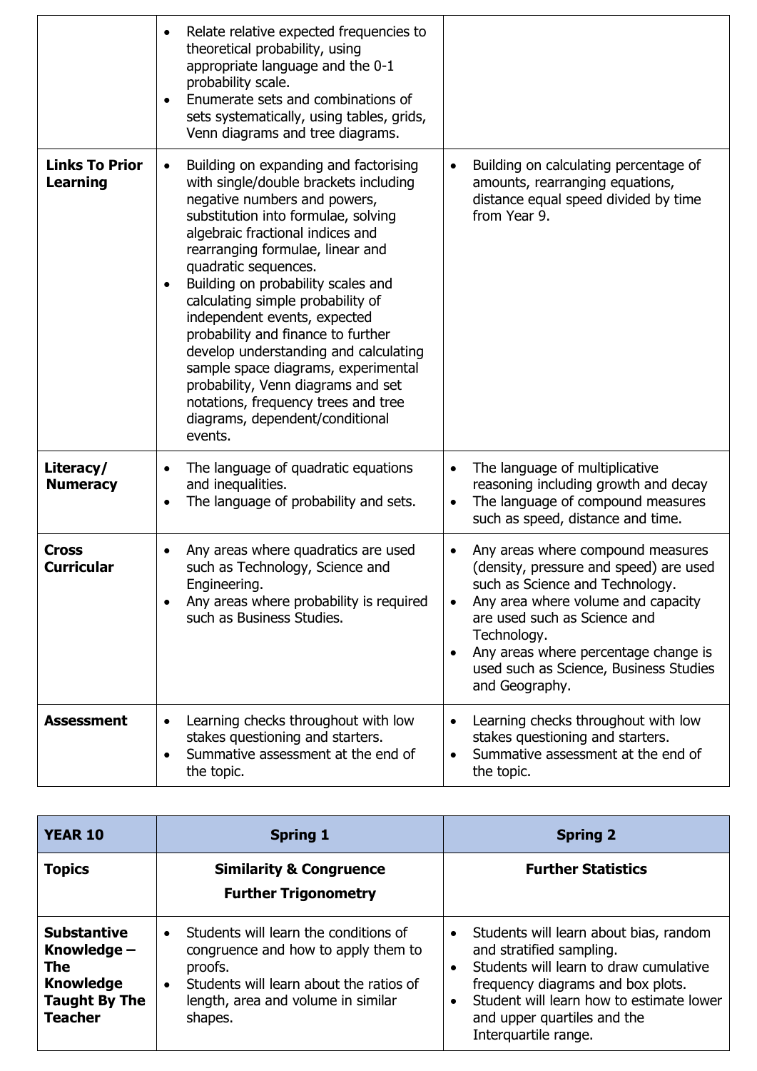| | | |
|---|---|---|
| | • Relate relative expected frequencies to theoretical probability, using appropriate language and the 0-1 probability scale.<br>• Enumerate sets and combinations of sets systematically, using tables, grids, Venn diagrams and tree diagrams. | |
| **Links To Prior Learning** | • Building on expanding and factorising with single/double brackets including negative numbers and powers, substitution into formulae, solving algebraic fractional indices and rearranging formulae, linear and quadratic sequences.<br>• Building on probability scales and calculating simple probability of independent events, expected probability and finance to further develop understanding and calculating sample space diagrams, experimental probability, Venn diagrams and set notations, frequency trees and tree diagrams, dependent/conditional events. | • Building on calculating percentage of amounts, rearranging equations, distance equal speed divided by time from Year 9. |
| **Literacy/ Numeracy** | • The language of quadratic equations and inequalities.<br>• The language of probability and sets. | • The language of multiplicative reasoning including growth and decay<br>• The language of compound measures such as speed, distance and time. |
| **Cross Curricular** | • Any areas where quadratics are used such as Technology, Science and Engineering.<br>• Any areas where probability is required such as Business Studies. | • Any areas where compound measures (density, pressure and speed) are used such as Science and Technology.<br>• Any area where volume and capacity are used such as Science and Technology.<br>• Any areas where percentage change is used such as Science, Business Studies and Geography. |
| **Assessment** | • Learning checks throughout with low stakes questioning and starters.<br>• Summative assessment at the end of the topic. | • Learning checks throughout with low stakes questioning and starters.<br>• Summative assessment at the end of the topic. |

| YEAR 10 | Spring 1 | Spring 2 |
|---|---|---|
| **Topics** | **Similarity & Congruence**<br>**Further Trigonometry** | **Further Statistics** |
| **Substantive Knowledge – The Knowledge Taught By The Teacher** | • Students will learn the conditions of congruence and how to apply them to proofs.<br>• Students will learn about the ratios of length, area and volume in similar shapes. | • Students will learn about bias, random and stratified sampling.<br>• Students will learn to draw cumulative frequency diagrams and box plots.<br>• Student will learn how to estimate lower and upper quartiles and the Interquartile range. |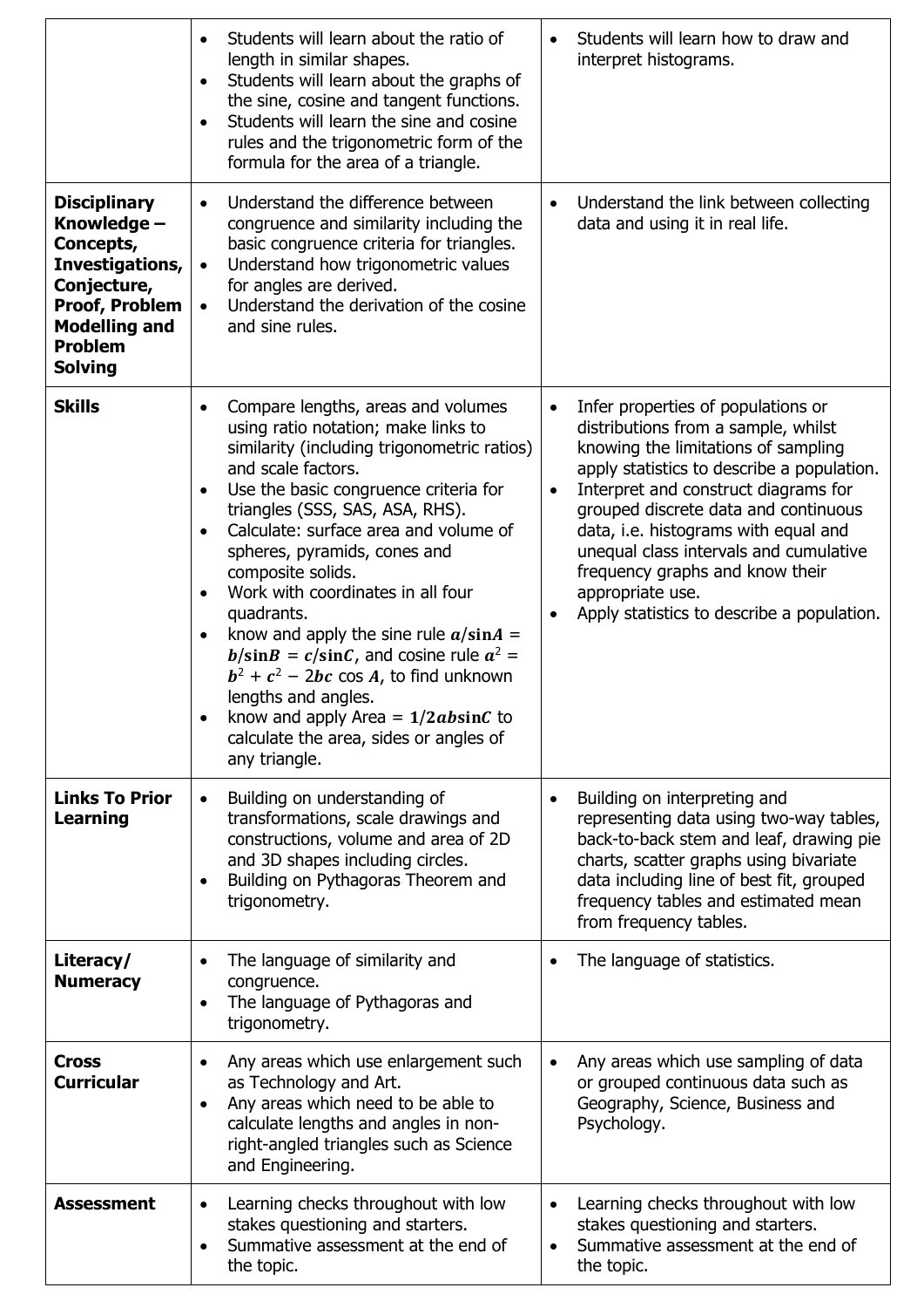| | | |
|---|---|---|
| | • Students will learn about the ratio of length in similar shapes.<br>• Students will learn about the graphs of the sine, cosine and tangent functions.<br>• Students will learn the sine and cosine rules and the trigonometric form of the formula for the area of a triangle. | • Students will learn how to draw and interpret histograms. |
| **Disciplinary Knowledge – Concepts, Investigations, Conjecture, Proof, Problem Modelling and Problem Solving** | • Understand the difference between congruence and similarity including the basic congruence criteria for triangles.<br>• Understand how trigonometric values for angles are derived.<br>• Understand the derivation of the cosine and sine rules. | • Understand the link between collecting data and using it in real life. |
| **Skills** | • Compare lengths, areas and volumes using ratio notation; make links to similarity (including trigonometric ratios) and scale factors.<br>• Use the basic congruence criteria for triangles (SSS, SAS, ASA, RHS).<br>• Calculate: surface area and volume of spheres, pyramids, cones and composite solids.<br>• Work with coordinates in all four quadrants.<br>• know and apply the sine rule $a/\sin A = b/\sin B = c/\sin C$, and cosine rule $a^2 = b^2 + c^2 - 2bc \cos A$, to find unknown lengths and angles.<br>• know and apply Area = $1/2ab\sin C$ to calculate the area, sides or angles of any triangle. | • Infer properties of populations or distributions from a sample, whilst knowing the limitations of sampling apply statistics to describe a population.<br>• Interpret and construct diagrams for grouped discrete data and continuous data, i.e. histograms with equal and unequal class intervals and cumulative frequency graphs and know their appropriate use.<br>• Apply statistics to describe a population. |
| **Links To Prior Learning** | • Building on understanding of transformations, scale drawings and constructions, volume and area of 2D and 3D shapes including circles.<br>• Building on Pythagoras Theorem and trigonometry. | • Building on interpreting and representing data using two-way tables, back-to-back stem and leaf, drawing pie charts, scatter graphs using bivariate data including line of best fit, grouped frequency tables and estimated mean from frequency tables. |
| **Literacy/ Numeracy** | • The language of similarity and congruence.<br>• The language of Pythagoras and trigonometry. | • The language of statistics. |
| **Cross Curricular** | • Any areas which use enlargement such as Technology and Art.<br>• Any areas which need to be able to calculate lengths and angles in non-right-angled triangles such as Science and Engineering. | • Any areas which use sampling of data or grouped continuous data such as Geography, Science, Business and Psychology. |
| **Assessment** | • Learning checks throughout with low stakes questioning and starters.<br>• Summative assessment at the end of the topic. | • Learning checks throughout with low stakes questioning and starters.<br>• Summative assessment at the end of the topic. |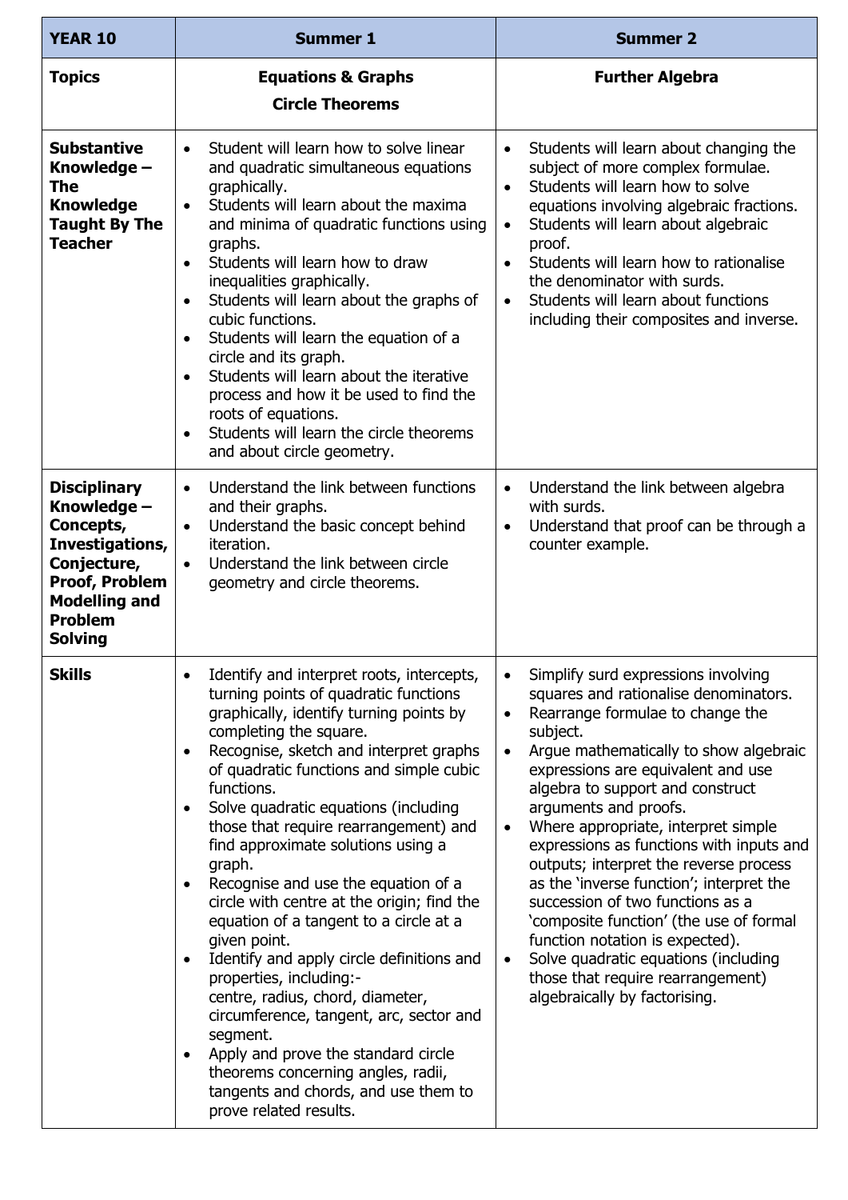| YEAR 10 | Summer 1 | Summer 2 |
|---|---|---|
| **Topics** | **Equations & Graphs**<br>**Circle Theorems** | **Further Algebra** |
| **Substantive Knowledge – The Knowledge Taught By The Teacher** | • Student will learn how to solve linear and quadratic simultaneous equations graphically.<br>• Students will learn about the maxima and minima of quadratic functions using graphs.<br>• Students will learn how to draw inequalities graphically.<br>• Students will learn about the graphs of cubic functions.<br>• Students will learn the equation of a circle and its graph.<br>• Students will learn about the iterative process and how it be used to find the roots of equations.<br>• Students will learn the circle theorems and about circle geometry. | • Students will learn about changing the subject of more complex formulae.<br>• Students will learn how to solve equations involving algebraic fractions.<br>• Students will learn about algebraic proof.<br>• Students will learn how to rationalise the denominator with surds.<br>• Students will learn about functions including their composites and inverse. |
| **Disciplinary Knowledge – Concepts, Investigations, Conjecture, Proof, Problem Modelling and Problem Solving** | • Understand the link between functions and their graphs.<br>• Understand the basic concept behind iteration.<br>• Understand the link between circle geometry and circle theorems. | • Understand the link between algebra with surds.<br>• Understand that proof can be through a counter example. |
| **Skills** | • Identify and interpret roots, intercepts, turning points of quadratic functions graphically, identify turning points by completing the square.<br>• Recognise, sketch and interpret graphs of quadratic functions and simple cubic functions.<br>• Solve quadratic equations (including those that require rearrangement) and find approximate solutions using a graph.<br>• Recognise and use the equation of a circle with centre at the origin; find the equation of a tangent to a circle at a given point.<br>• Identify and apply circle definitions and properties, including:-<br>centre, radius, chord, diameter, circumference, tangent, arc, sector and segment.<br>• Apply and prove the standard circle theorems concerning angles, radii, tangents and chords, and use them to prove related results. | • Simplify surd expressions involving squares and rationalise denominators.<br>• Rearrange formulae to change the subject.<br>• Argue mathematically to show algebraic expressions are equivalent and use algebra to support and construct arguments and proofs.<br>• Where appropriate, interpret simple expressions as functions with inputs and outputs; interpret the reverse process as the 'inverse function'; interpret the succession of two functions as a 'composite function' (the use of formal function notation is expected).<br>• Solve quadratic equations (including those that require rearrangement) algebraically by factorising. |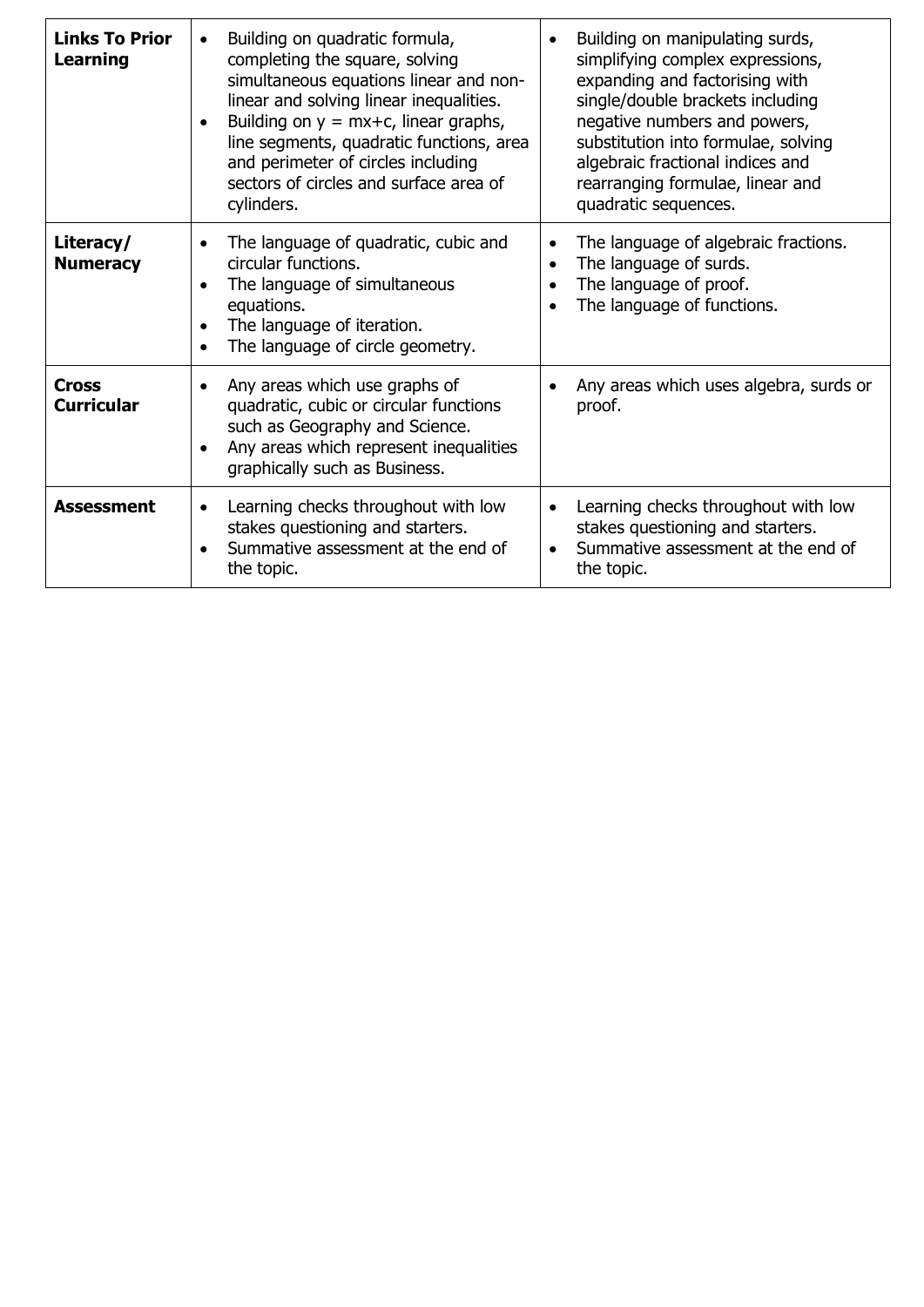| | | |
|---|---|---|
| **Links To Prior Learning** | • Building on quadratic formula, completing the square, solving simultaneous equations linear and non-linear and solving linear inequalities.<br>• Building on $y = mx+c$, linear graphs, line segments, quadratic functions, area and perimeter of circles including sectors of circles and surface area of cylinders. | • Building on manipulating surds, simplifying complex expressions, expanding and factorising with single/double brackets including negative numbers and powers, substitution into formulae, solving algebraic fractional indices and rearranging formulae, linear and quadratic sequences. |
| **Literacy/ Numeracy** | • The language of quadratic, cubic and circular functions.<br>• The language of simultaneous equations.<br>• The language of iteration.<br>• The language of circle geometry. | • The language of algebraic fractions.<br>• The language of surds.<br>• The language of proof.<br>• The language of functions. |
| **Cross Curricular** | • Any areas which use graphs of quadratic, cubic or circular functions such as Geography and Science.<br>• Any areas which represent inequalities graphically such as Business. | • Any areas which uses algebra, surds or proof. |
| **Assessment** | • Learning checks throughout with low stakes questioning and starters.<br>• Summative assessment at the end of the topic. | • Learning checks throughout with low stakes questioning and starters.<br>• Summative assessment at the end of the topic. |